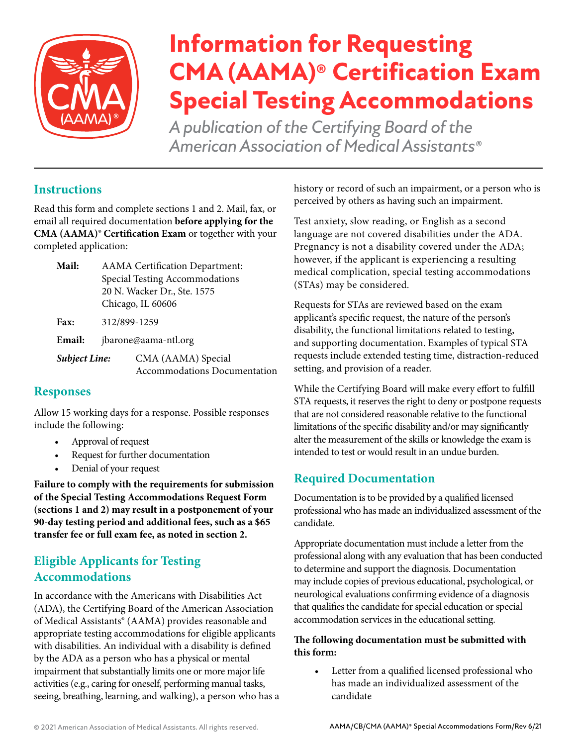# Information for Requesting CMA (AAMA)® Certification Exam Special Testing Accommodations

*A publication of the Certifying Board of the American Association of Medical Assistants®*

## Instructions

Read this form and complete sections 1 and 2. Mail, fax, or email all required documentation **before applying for the CMA (AAMA)® Certification Exam** or together with your completed application:

**Mail:** AAMA Certification Department: Special Testing Accommodations
20 N. Wacker Dr., Ste. 1575
Chicago, IL 60606

**Fax:** 312/899-1259

**Email:** jbarone@aama-ntl.org

***Subject Line:*** CMA (AAMA) Special Accommodations Documentation

## Responses

Allow 15 working days for a response. Possible responses include the following:

- Approval of request
- Request for further documentation
- Denial of your request

**Failure to comply with the requirements for submission of the Special Testing Accommodations Request Form (sections 1 and 2) may result in a postponement of your 90-day testing period and additional fees, such as a $65 transfer fee or full exam fee, as noted in section 2.**

## Eligible Applicants for Testing Accommodations

In accordance with the Americans with Disabilities Act (ADA), the Certifying Board of the American Association of Medical Assistants® (AAMA) provides reasonable and appropriate testing accommodations for eligible applicants with disabilities. An individual with a disability is defined by the ADA as a person who has a physical or mental impairment that substantially limits one or more major life activities (e.g., caring for oneself, performing manual tasks, seeing, breathing, learning, and walking), a person who has a history or record of such an impairment, or a person who is perceived by others as having such an impairment.

Test anxiety, slow reading, or English as a second language are not covered disabilities under the ADA. Pregnancy is not a disability covered under the ADA; however, if the applicant is experiencing a resulting medical complication, special testing accommodations (STAs) may be considered.

Requests for STAs are reviewed based on the exam applicant's specific request, the nature of the person's disability, the functional limitations related to testing, and supporting documentation. Examples of typical STA requests include extended testing time, distraction-reduced setting, and provision of a reader.

While the Certifying Board will make every effort to fulfill STA requests, it reserves the right to deny or postpone requests that are not considered reasonable relative to the functional limitations of the specific disability and/or may significantly alter the measurement of the skills or knowledge the exam is intended to test or would result in an undue burden.

## Required Documentation

Documentation is to be provided by a qualified licensed professional who has made an individualized assessment of the candidate.

Appropriate documentation must include a letter from the professional along with any evaluation that has been conducted to determine and support the diagnosis. Documentation may include copies of previous educational, psychological, or neurological evaluations confirming evidence of a diagnosis that qualifies the candidate for special education or special accommodation services in the educational setting.

**The following documentation must be submitted with this form:**

- Letter from a qualified licensed professional who has made an individualized assessment of the candidate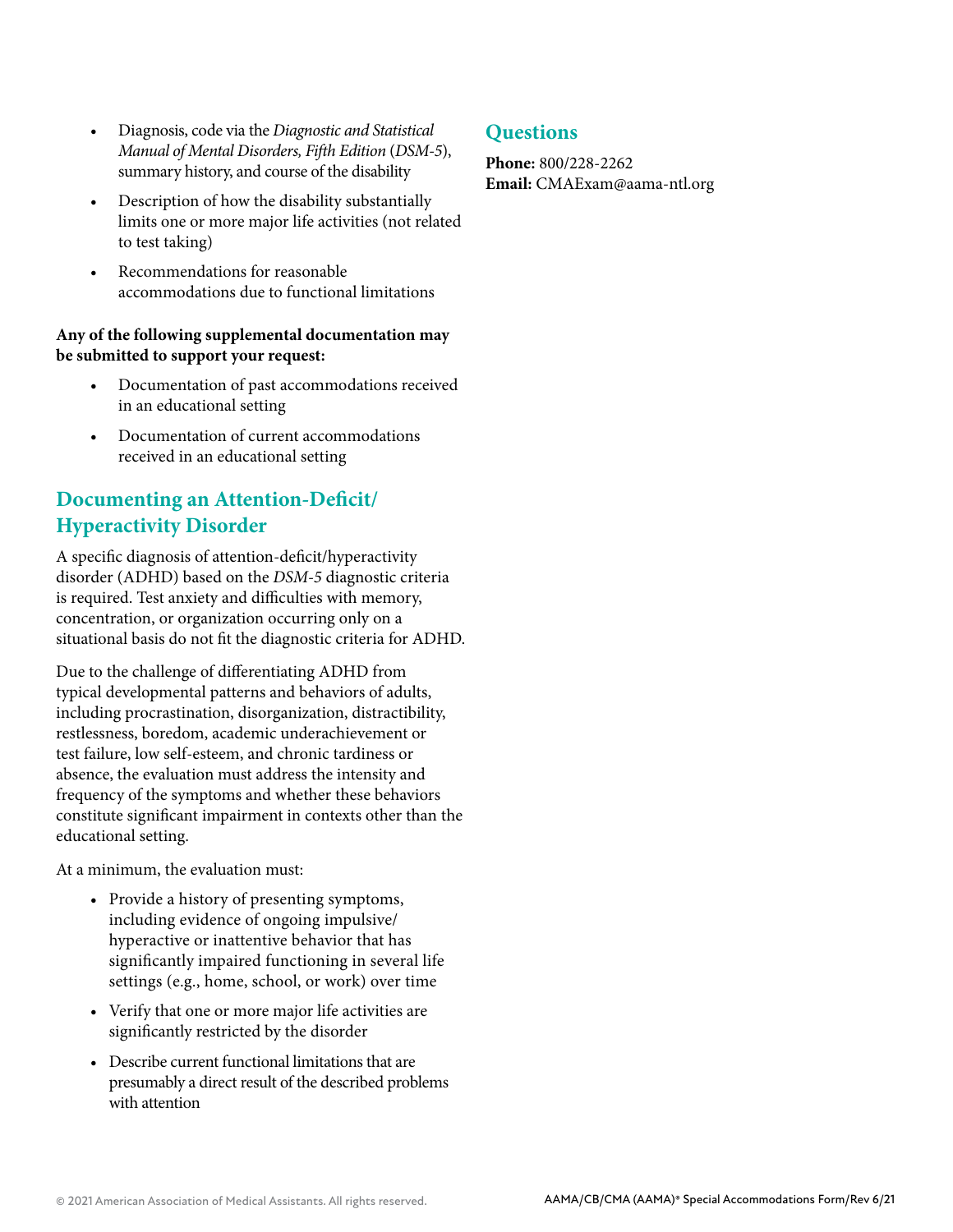- Diagnosis, code via the *Diagnostic and Statistical Manual of Mental Disorders, Fifth Edition* (*DSM-5*), summary history, and course of the disability
- Description of how the disability substantially limits one or more major life activities (not related to test taking)
- Recommendations for reasonable accommodations due to functional limitations

**Any of the following supplemental documentation may be submitted to support your request:**

- Documentation of past accommodations received in an educational setting
- Documentation of current accommodations received in an educational setting

## Documenting an Attention-Deficit/ Hyperactivity Disorder

A specific diagnosis of attention-deficit/hyperactivity disorder (ADHD) based on the *DSM-5* diagnostic criteria is required. Test anxiety and difficulties with memory, concentration, or organization occurring only on a situational basis do not fit the diagnostic criteria for ADHD.

Due to the challenge of differentiating ADHD from typical developmental patterns and behaviors of adults, including procrastination, disorganization, distractibility, restlessness, boredom, academic underachievement or test failure, low self-esteem, and chronic tardiness or absence, the evaluation must address the intensity and frequency of the symptoms and whether these behaviors constitute significant impairment in contexts other than the educational setting.

At a minimum, the evaluation must:

- Provide a history of presenting symptoms, including evidence of ongoing impulsive/ hyperactive or inattentive behavior that has significantly impaired functioning in several life settings (e.g., home, school, or work) over time
- Verify that one or more major life activities are significantly restricted by the disorder
- Describe current functional limitations that are presumably a direct result of the described problems with attention

## Questions

**Phone:** 800/228-2262
**Email:** CMAExam@aama-ntl.org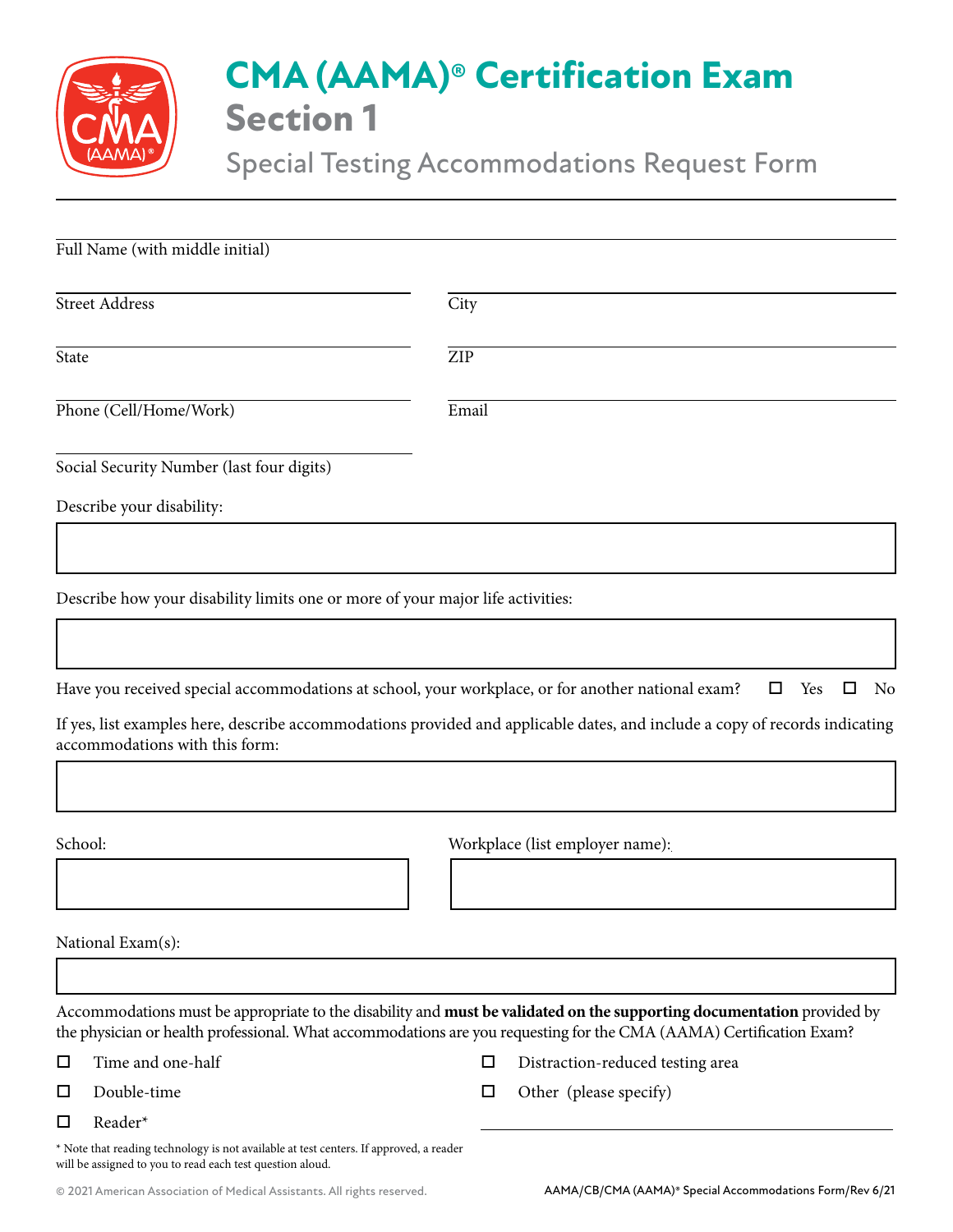# CMA (AAMA)® Certification Exam

## Section 1

### Special Testing Accommodations Request Form

Full Name (with middle initial)

Street Address

City

State

ZIP

Phone (Cell/Home/Work)

Email

Social Security Number (last four digits)

Describe your disability:

Describe how your disability limits one or more of your major life activities:

Have you received special accommodations at school, your workplace, or for another national exam? ☐ Yes ☐ No

If yes, list examples here, describe accommodations provided and applicable dates, and include a copy of records indicating accommodations with this form:

School:

Workplace (list employer name):

National Exam(s):

Accommodations must be appropriate to the disability and **must be validated on the supporting documentation** provided by the physician or health professional. What accommodations are you requesting for the CMA (AAMA) Certification Exam?

- ☐ Time and one-half
- ☐ Double-time
- ☐ Reader*
- ☐ Distraction-reduced testing area
- ☐ Other (please specify)

* Note that reading technology is not available at test centers. If approved, a reader will be assigned to you to read each test question aloud.

© 2021 American Association of Medical Assistants. All rights reserved.

AAMA/CB/CMA (AAMA)® Special Accommodations Form/Rev 6/21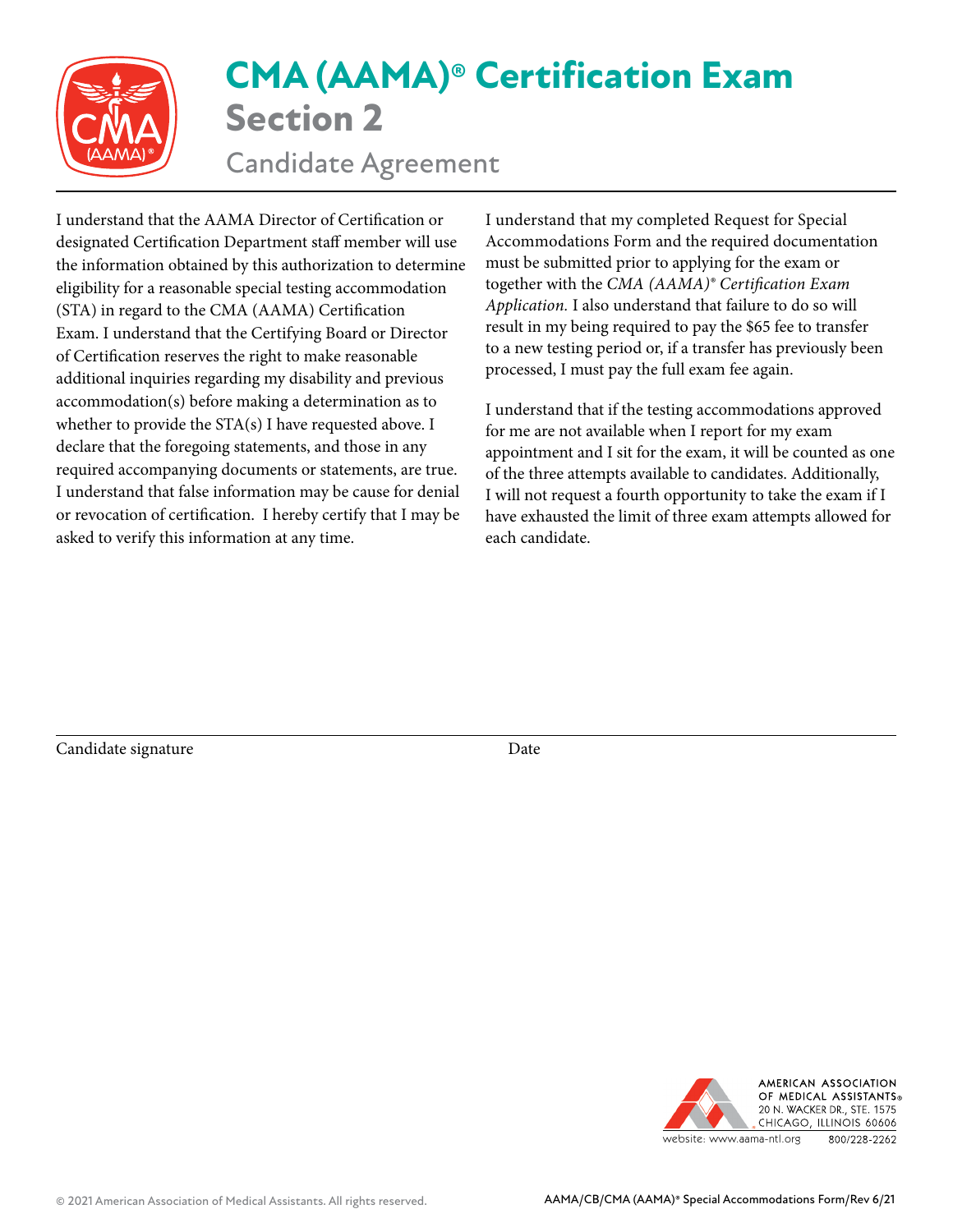# CMA (AAMA)® Certification Exam

## Section 2

### Candidate Agreement

I understand that the AAMA Director of Certification or designated Certification Department staff member will use the information obtained by this authorization to determine eligibility for a reasonable special testing accommodation (STA) in regard to the CMA (AAMA) Certification Exam. I understand that the Certifying Board or Director of Certification reserves the right to make reasonable additional inquiries regarding my disability and previous accommodation(s) before making a determination as to whether to provide the STA(s) I have requested above. I declare that the foregoing statements, and those in any required accompanying documents or statements, are true. I understand that false information may be cause for denial or revocation of certification. I hereby certify that I may be asked to verify this information at any time.

I understand that my completed Request for Special Accommodations Form and the required documentation must be submitted prior to applying for the exam or together with the *CMA (AAMA)® Certification Exam Application.* I also understand that failure to do so will result in my being required to pay the $65 fee to transfer to a new testing period or, if a transfer has previously been processed, I must pay the full exam fee again.

I understand that if the testing accommodations approved for me are not available when I report for my exam appointment and I sit for the exam, it will be counted as one of the three attempts available to candidates. Additionally, I will not request a fourth opportunity to take the exam if I have exhausted the limit of three exam attempts allowed for each candidate.

Candidate signature Date

AMERICAN ASSOCIATION OF MEDICAL ASSISTANTS®
20 N. WACKER DR., STE. 1575
CHICAGO, ILLINOIS 60606
website: www.aama-ntl.org 800/228-2262

© 2021 American Association of Medical Assistants. All rights reserved.

AAMA/CB/CMA (AAMA)® Special Accommodations Form/Rev 6/21